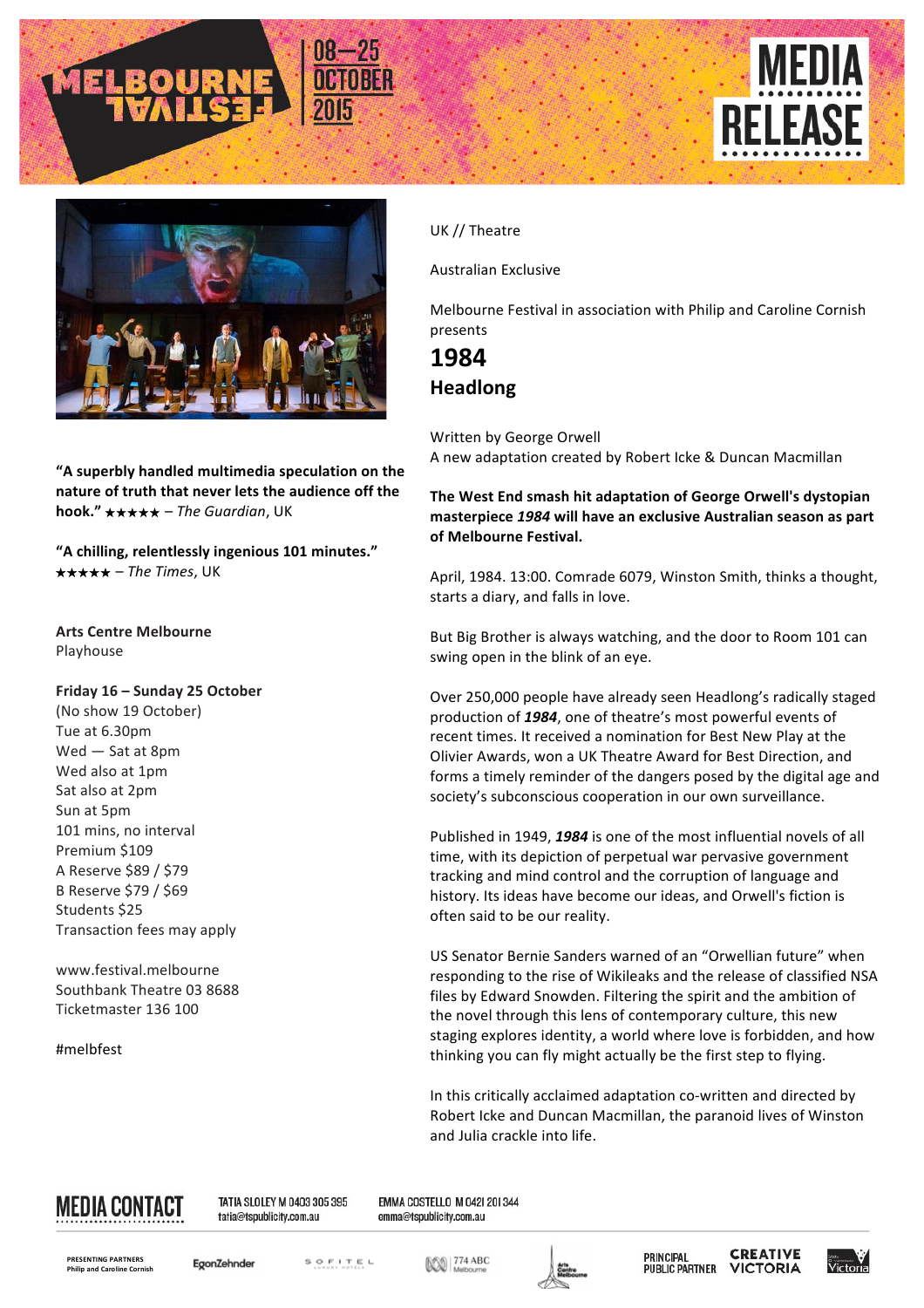MELBOURNE FESTIVAL 08—25 OCTOBER 2015

MEDIA RELEASE

**"A superbly handled multimedia speculation on the nature of truth that never lets the audience off the hook."** ★★★★★ – *The Guardian*, UK

**"A chilling, relentlessly ingenious 101 minutes."** ★★★★★ – *The Times*, UK

**Arts Centre Melbourne**
Playhouse

**Friday 16 – Sunday 25 October**
(No show 19 October)
Tue at 6.30pm
Wed — Sat at 8pm
Wed also at 1pm
Sat also at 2pm
Sun at 5pm
101 mins, no interval
Premium $109
A Reserve $89 / $79
B Reserve $79 / $69
Students $25
Transaction fees may apply

www.festival.melbourne
Southbank Theatre 03 8688
Ticketmaster 136 100

#melbfest

UK // Theatre

Australian Exclusive

Melbourne Festival in association with Philip and Caroline Cornish presents

# 1984
## Headlong

Written by George Orwell
A new adaptation created by Robert Icke & Duncan Macmillan

**The West End smash hit adaptation of George Orwell's dystopian masterpiece *1984* will have an exclusive Australian season as part of Melbourne Festival.**

April, 1984. 13:00. Comrade 6079, Winston Smith, thinks a thought, starts a diary, and falls in love.

But Big Brother is always watching, and the door to Room 101 can swing open in the blink of an eye.

Over 250,000 people have already seen Headlong's radically staged production of ***1984***, one of theatre's most powerful events of recent times. It received a nomination for Best New Play at the Olivier Awards, won a UK Theatre Award for Best Direction, and forms a timely reminder of the dangers posed by the digital age and society's subconscious cooperation in our own surveillance.

Published in 1949, ***1984*** is one of the most influential novels of all time, with its depiction of perpetual war pervasive government tracking and mind control and the corruption of language and history. Its ideas have become our ideas, and Orwell's fiction is often said to be our reality.

US Senator Bernie Sanders warned of an "Orwellian future" when responding to the rise of Wikileaks and the release of classified NSA files by Edward Snowden. Filtering the spirit and the ambition of the novel through this lens of contemporary culture, this new staging explores identity, a world where love is forbidden, and how thinking you can fly might actually be the first step to flying.

In this critically acclaimed adaptation co-written and directed by Robert Icke and Duncan Macmillan, the paranoid lives of Winston and Julia crackle into life.

**MEDIA CONTACT**
TATIA SLOLEY M 0403 305 395 tatia@tspublicity.com.au
EMMA COSTELLO M 0421 201 344 emma@tspublicity.com.au

PRESENTING PARTNERS Philip and Caroline Cornish — EgonZehnder — Sofitel — 774 ABC Melbourne — Arts Centre Melbourne — PRINCIPAL PUBLIC PARTNER Creative Victoria — Victoria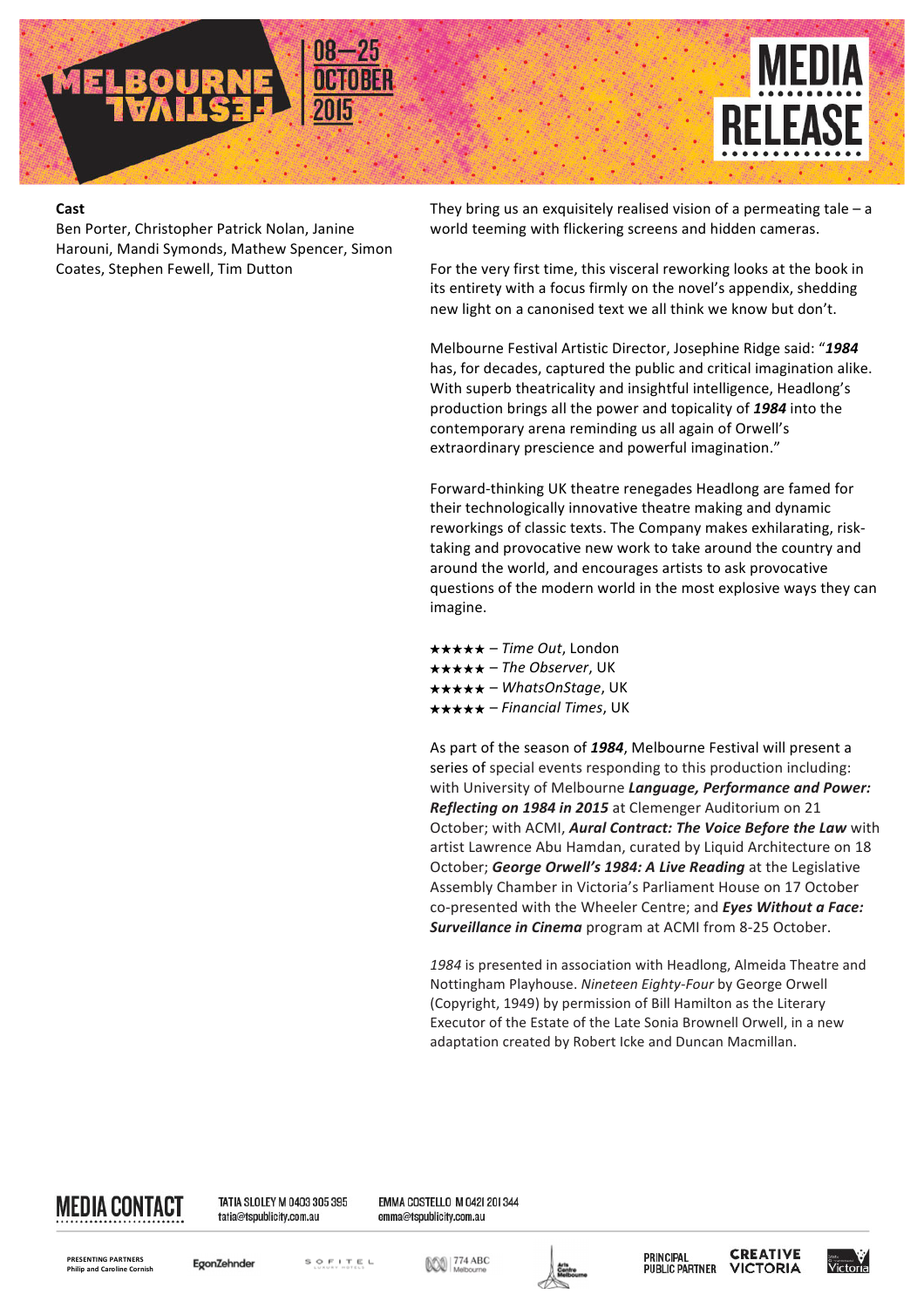**Cast**
Ben Porter, Christopher Patrick Nolan, Janine Harouni, Mandi Symonds, Mathew Spencer, Simon Coates, Stephen Fewell, Tim Dutton

They bring us an exquisitely realised vision of a permeating tale – a world teeming with flickering screens and hidden cameras.

For the very first time, this visceral reworking looks at the book in its entirety with a focus firmly on the novel's appendix, shedding new light on a canonised text we all think we know but don't.

Melbourne Festival Artistic Director, Josephine Ridge said: "***1984*** has, for decades, captured the public and critical imagination alike. With superb theatricality and insightful intelligence, Headlong's production brings all the power and topicality of ***1984*** into the contemporary arena reminding us all again of Orwell's extraordinary prescience and powerful imagination."

Forward-thinking UK theatre renegades Headlong are famed for their technologically innovative theatre making and dynamic reworkings of classic texts. The Company makes exhilarating, risk-taking and provocative new work to take around the country and around the world, and encourages artists to ask provocative questions of the modern world in the most explosive ways they can imagine.

★★★★★ – *Time Out*, London
★★★★★ – *The Observer*, UK
★★★★★ – *WhatsOnStage*, UK
★★★★★ – *Financial Times*, UK

As part of the season of ***1984***, Melbourne Festival will present a series of special events responding to this production including: with University of Melbourne ***Language, Performance and Power: Reflecting on 1984 in 2015*** at Clemenger Auditorium on 21 October; with ACMI, ***Aural Contract: The Voice Before the Law*** with artist Lawrence Abu Hamdan, curated by Liquid Architecture on 18 October; ***George Orwell's 1984: A Live Reading*** at the Legislative Assembly Chamber in Victoria's Parliament House on 17 October co-presented with the Wheeler Centre; and ***Eyes Without a Face: Surveillance in Cinema*** program at ACMI from 8-25 October.

*1984 is presented in association with Headlong, Almeida Theatre and Nottingham Playhouse. Nineteen Eighty-Four by George Orwell (Copyright, 1949) by permission of Bill Hamilton as the Literary Executor of the Estate of the Late Sonia Brownell Orwell, in a new adaptation created by Robert Icke and Duncan Macmillan.*

**MEDIA CONTACT**

TATIA SLOLEY M 0403 305 395
tatia@tspublicity.com.au

EMMA COSTELLO M 0421 201 344
emma@tspublicity.com.au